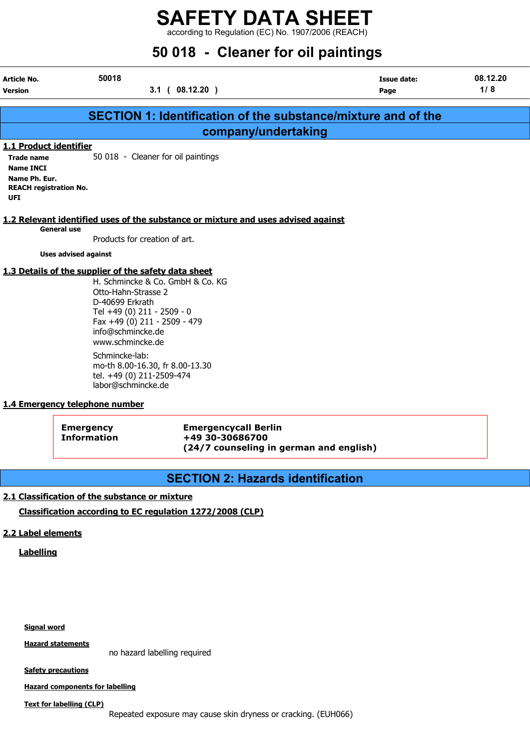# SAFETY DATA SHEET

according to Regulation (EC) No. 1907/2006 (REACH)

# 50 018 - Cleaner for oil paintings

| | | | |
|---|---|---|---|
| **Article No.** | 50018 | **Issue date:** | 08.12.20 |
| **Version** | 3.1 ( 08.12.20 ) | | |

## SECTION 1: Identification of the substance/mixture and of the company/undertaking

### 1.1 Product identifier

**Trade name** 50 018 - Cleaner for oil paintings

**Name INCI**

**Name Ph. Eur.**

**REACH registration No.**

**UFI**

### 1.2 Relevant identified uses of the substance or mixture and uses advised against

**General use**

Products for creation of art.

**Uses advised against**

### 1.3 Details of the supplier of the safety data sheet

H. Schmincke & Co. GmbH & Co. KG
Otto-Hahn-Strasse 2
D-40699 Erkrath
Tel +49 (0) 211 - 2509 - 0
Fax +49 (0) 211 - 2509 - 479
info@schmincke.de
www.schmincke.de

Schmincke-lab:
mo-th 8.00-16.30, fr 8.00-13.30
tel. +49 (0) 211-2509-474
labor@schmincke.de

### 1.4 Emergency telephone number

| | |
|---|---|
| **Emergency Information** | **Emergencycall Berlin**<br>**+49 30-30686700**<br>**(24/7 counseling in german and english)** |

## SECTION 2: Hazards identification

### 2.1 Classification of the substance or mixture

**Classification according to EC regulation 1272/2008 (CLP)**

### 2.2 Label elements

**Labelling**

**Signal word**

**Hazard statements**

no hazard labelling required

**Safety precautions**

**Hazard components for labelling**

**Text for labelling (CLP)**

Repeated exposure may cause skin dryness or cracking. (EUH066)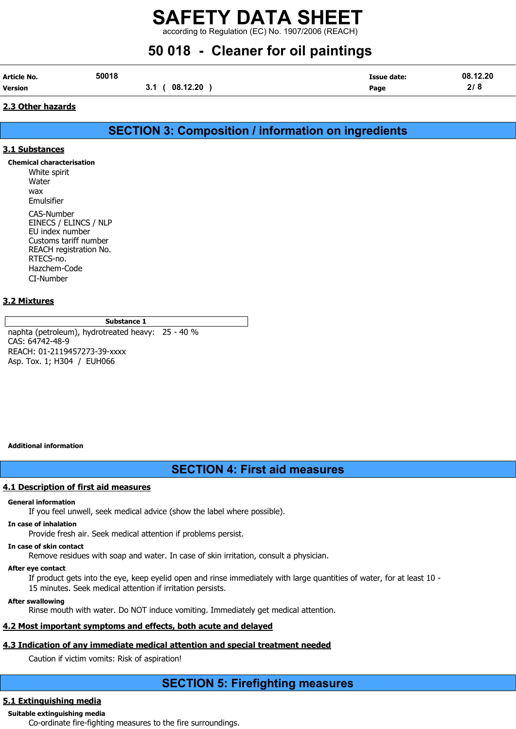### 2.3 Other hazards

## SECTION 3: Composition / information on ingredients

### 3.1 Substances

**Chemical characterisation**

White spirit
Water
wax
Emulsifier

CAS-Number
EINECS / ELINCS / NLP
EU index number
Customs tariff number
REACH registration No.
RTECS-no.
Hazchem-Code
CI-Number

### 3.2 Mixtures

| Substance 1 |
| --- |
| naphta (petroleum), hydrotreated heavy: 25 - 40 %<br>CAS: 64742-48-9<br>REACH: 01-2119457273-39-xxxx<br>Asp. Tox. 1; H304 / EUH066 |

**Additional information**

## SECTION 4: First aid measures

### 4.1 Description of first aid measures

**General information**

If you feel unwell, seek medical advice (show the label where possible).

**In case of inhalation**

Provide fresh air. Seek medical attention if problems persist.

**In case of skin contact**

Remove residues with soap and water. In case of skin irritation, consult a physician.

**After eye contact**

If product gets into the eye, keep eyelid open and rinse immediately with large quantities of water, for at least 10 - 15 minutes. Seek medical attention if irritation persists.

**After swallowing**

Rinse mouth with water. Do NOT induce vomiting. Immediately get medical attention.

### 4.2 Most important symptoms and effects, both acute and delayed

### 4.3 Indication of any immediate medical attention and special treatment needed

Caution if victim vomits: Risk of aspiration!

## SECTION 5: Firefighting measures

### 5.1 Extinguishing media

**Suitable extinguishing media**

Co-ordinate fire-fighting measures to the fire surroundings.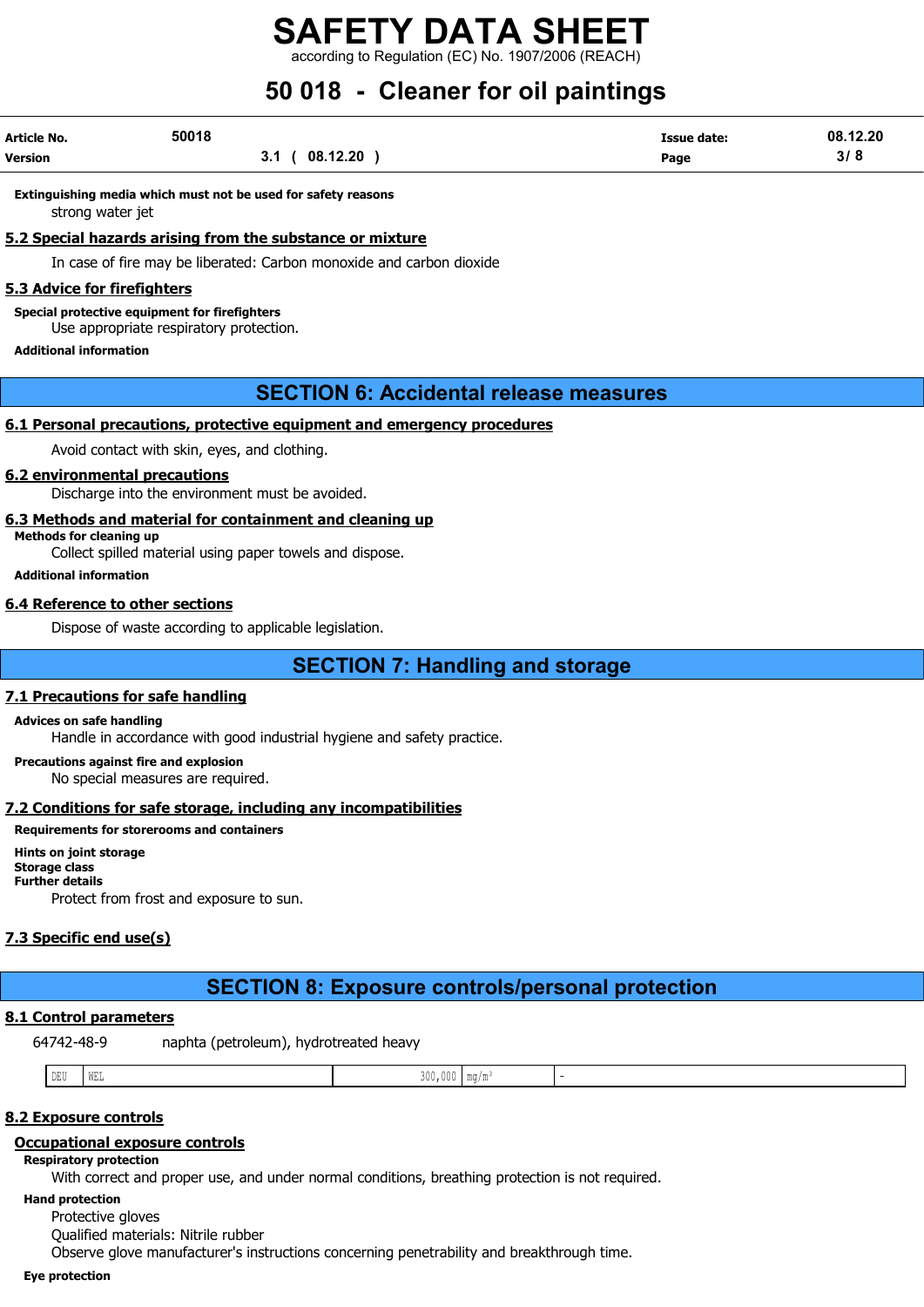**Extinguishing media which must not be used for safety reasons**

strong water jet

### 5.2 Special hazards arising from the substance or mixture

In case of fire may be liberated: Carbon monoxide and carbon dioxide

### 5.3 Advice for firefighters

**Special protective equipment for firefighters**

Use appropriate respiratory protection.

**Additional information**

## SECTION 6: Accidental release measures

### 6.1 Personal precautions, protective equipment and emergency procedures

Avoid contact with skin, eyes, and clothing.

### 6.2 environmental precautions

Discharge into the environment must be avoided.

### 6.3 Methods and material for containment and cleaning up

**Methods for cleaning up**

Collect spilled material using paper towels and dispose.

**Additional information**

### 6.4 Reference to other sections

Dispose of waste according to applicable legislation.

## SECTION 7: Handling and storage

### 7.1 Precautions for safe handling

**Advices on safe handling**

Handle in accordance with good industrial hygiene and safety practice.

**Precautions against fire and explosion**

No special measures are required.

### 7.2 Conditions for safe storage, including any incompatibilities

**Requirements for storerooms and containers**

**Hints on joint storage**

**Storage class**

**Further details**

Protect from frost and exposure to sun.

### 7.3 Specific end use(s)

## SECTION 8: Exposure controls/personal protection

### 8.1 Control parameters

64742-48-9 naphtha (petroleum), hydrotreated heavy

| DEU | WEL | 300,000 | mg/m³ | - |
|---|---|---|---|---|

### 8.2 Exposure controls

**Occupational exposure controls**

**Respiratory protection**

With correct and proper use, and under normal conditions, breathing protection is not required.

**Hand protection**

Protective gloves

Qualified materials: Nitrile rubber

Observe glove manufacturer's instructions concerning penetrability and breakthrough time.

**Eye protection**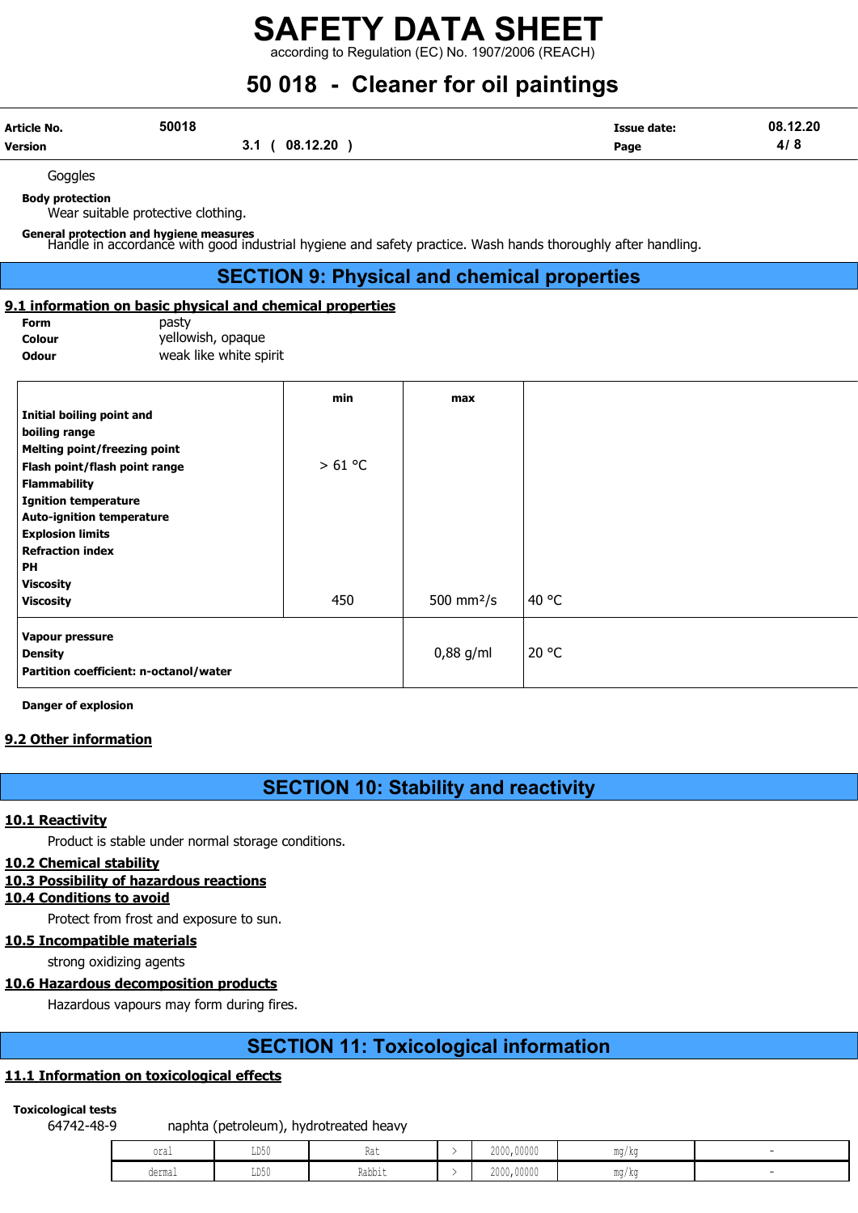Goggles

**Body protection**

Wear suitable protective clothing.

**General protection and hygiene measures**

Handle in accordance with good industrial hygiene and safety practice. Wash hands thoroughly after handling.

## SECTION 9: Physical and chemical properties

### 9.1 information on basic physical and chemical properties

**Form** pasty

**Colour** yellowish, opaque

**Odour** weak like white spirit

| | min | max | |
|---|---|---|---|
| **Initial boiling point and boiling range** | | | |
| **Melting point/freezing point** | | | |
| **Flash point/flash point range** | > 61 °C | | |
| **Flammability** | | | |
| **Ignition temperature** | | | |
| **Auto-ignition temperature** | | | |
| **Explosion limits** | | | |
| **Refraction index** | | | |
| **PH** | | | |
| **Viscosity** | | | |
| **Viscosity** | 450 | 500 mm²/s | 40 °C |
| **Vapour pressure** | | | |
| **Density** | | 0,88 g/ml | 20 °C |
| **Partition coefficient: n-octanol/water** | | | |

**Danger of explosion**

### 9.2 Other information

## SECTION 10: Stability and reactivity

### 10.1 Reactivity

Product is stable under normal storage conditions.

### 10.2 Chemical stability

### 10.3 Possibility of hazardous reactions

### 10.4 Conditions to avoid

Protect from frost and exposure to sun.

### 10.5 Incompatible materials

strong oxidizing agents

### 10.6 Hazardous decomposition products

Hazardous vapours may form during fires.

## SECTION 11: Toxicological information

### 11.1 Information on toxicological effects

**Toxicological tests**

64742-48-9 naphta (petroleum), hydrotreated heavy

| | | | | | | |
|---|---|---|---|---|---|---|
| oral | LD50 | Rat | > | 2000,00000 | mg/kg | - |
| dermal | LD50 | Rabbit | > | 2000,00000 | mg/kg | - |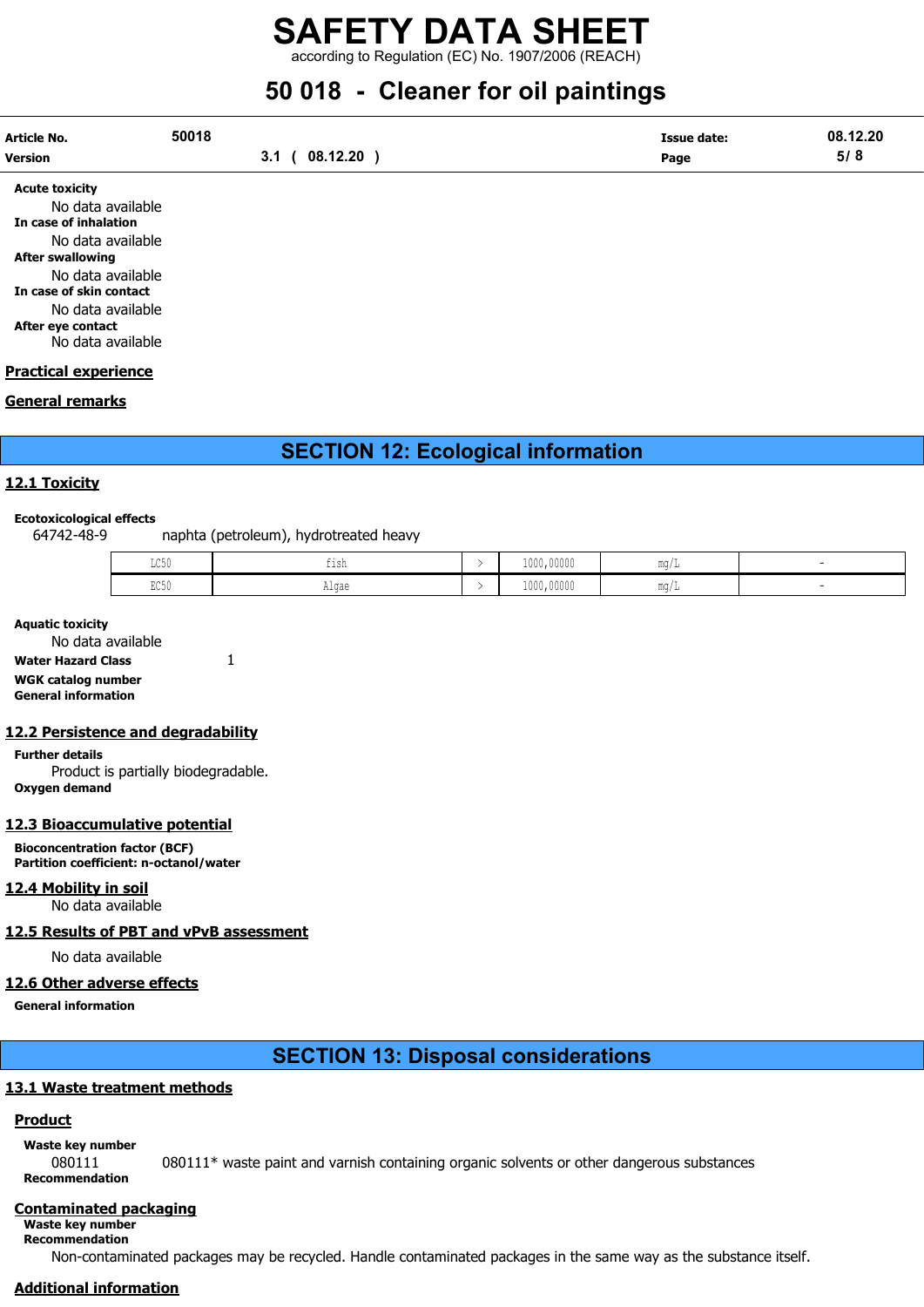**Acute toxicity**

No data available

**In case of inhalation**

No data available

**After swallowing**

No data available

**In case of skin contact**

No data available

**After eye contact**

No data available

**Practical experience**

**General remarks**

## SECTION 12: Ecological information

### 12.1 Toxicity

**Ecotoxicological effects**

64742-48-9 naphta (petroleum), hydrotreated heavy

| | | | | | |
|---|---|---|---|---|---|
| LC50 | fish | > | 1000,00000 | mg/L | - |
| EC50 | Algae | > | 1000,00000 | mg/L | - |

**Aquatic toxicity**

No data available

**Water Hazard Class** 1

**WGK catalog number**

**General information**

### 12.2 Persistence and degradability

**Further details**

Product is partially biodegradable.

**Oxygen demand**

### 12.3 Bioaccumulative potential

**Bioconcentration factor (BCF)**

**Partition coefficient: n-octanol/water**

### 12.4 Mobility in soil

No data available

### 12.5 Results of PBT and vPvB assessment

No data available

### 12.6 Other adverse effects

**General information**

## SECTION 13: Disposal considerations

### 13.1 Waste treatment methods

**Product**

**Waste key number**

080111 080111* waste paint and varnish containing organic solvents or other dangerous substances

**Recommendation**

**Contaminated packaging**

**Waste key number**

**Recommendation**

Non-contaminated packages may be recycled. Handle contaminated packages in the same way as the substance itself.

**Additional information**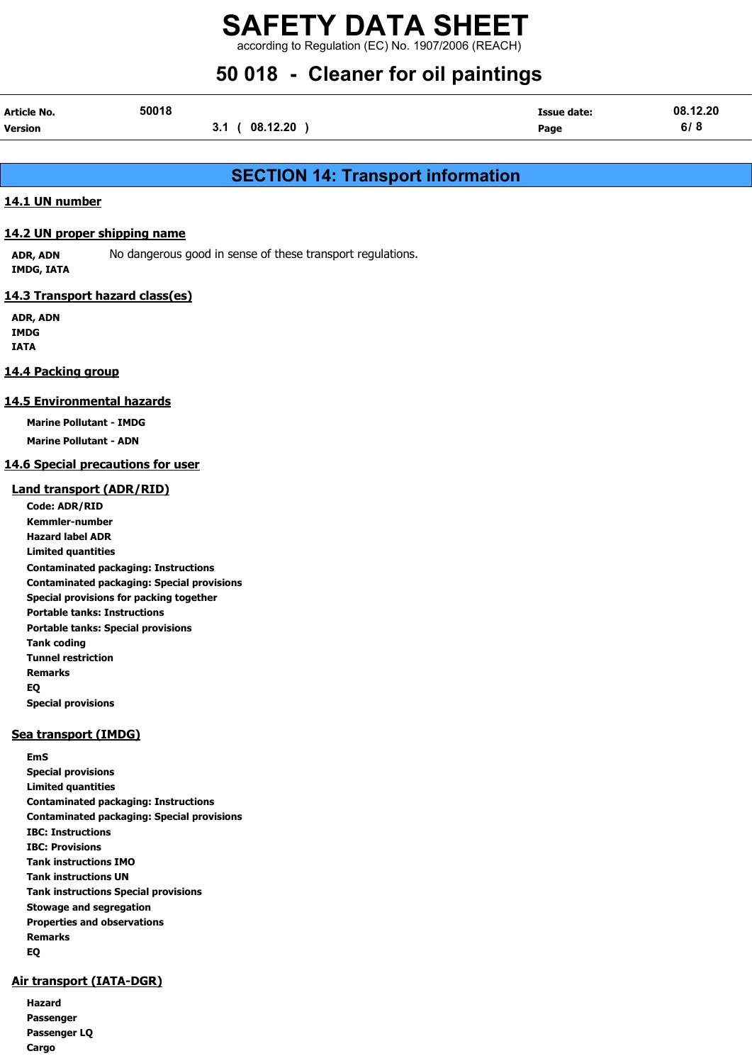## SECTION 14: Transport information

### 14.1 UN number

### 14.2 UN proper shipping name

**ADR, ADN**
**IMDG, IATA**
No dangerous good in sense of these transport regulations.

### 14.3 Transport hazard class(es)

**ADR, ADN**
**IMDG**
**IATA**

### 14.4 Packing group

### 14.5 Environmental hazards

**Marine Pollutant - IMDG**

**Marine Pollutant - ADN**

### 14.6 Special precautions for user

#### Land transport (ADR/RID)

**Code: ADR/RID**
**Kemmler-number**
**Hazard label ADR**
**Limited quantities**
**Contaminated packaging: Instructions**
**Contaminated packaging: Special provisions**
**Special provisions for packing together**
**Portable tanks: Instructions**
**Portable tanks: Special provisions**
**Tank coding**
**Tunnel restriction**
**Remarks**
**EQ**
**Special provisions**

#### Sea transport (IMDG)

**EmS**
**Special provisions**
**Limited quantities**
**Contaminated packaging: Instructions**
**Contaminated packaging: Special provisions**
**IBC: Instructions**
**IBC: Provisions**
**Tank instructions IMO**
**Tank instructions UN**
**Tank instructions Special provisions**
**Stowage and segregation**
**Properties and observations**
**Remarks**
**EQ**

#### Air transport (IATA-DGR)

**Hazard**
**Passenger**
**Passenger LQ**
**Cargo**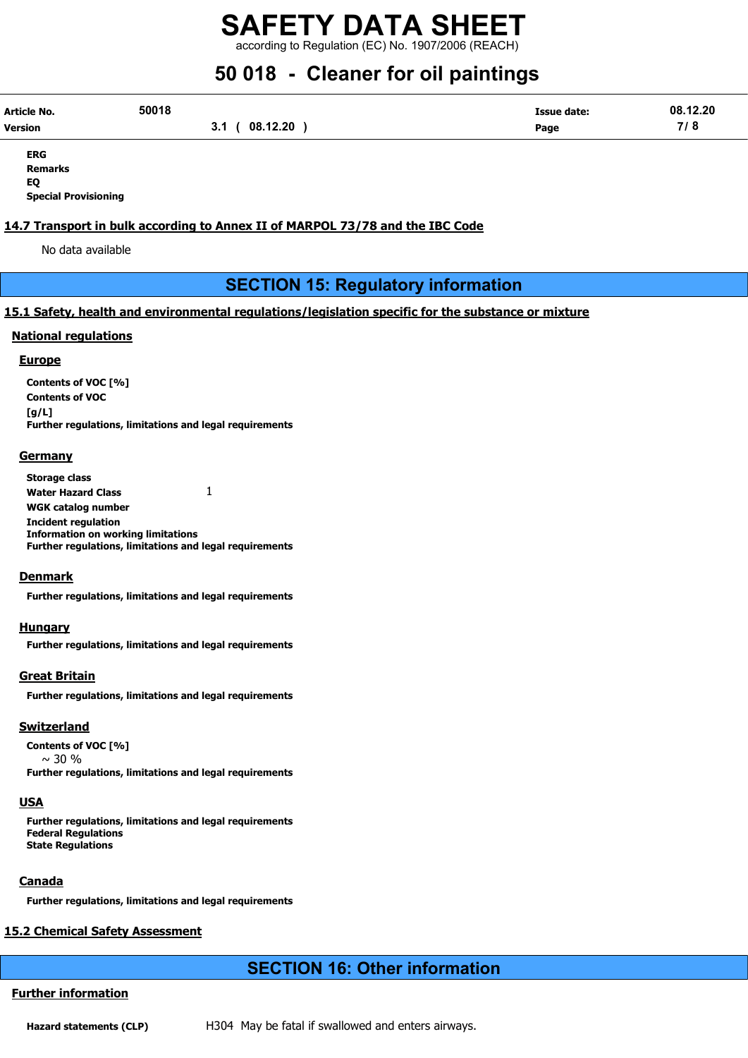**ERG**
**Remarks**
**EQ**
**Special Provisioning**

### 14.7 Transport in bulk according to Annex II of MARPOL 73/78 and the IBC Code

No data available

## SECTION 15: Regulatory information

### 15.1 Safety, health and environmental regulations/legislation specific for the substance or mixture

#### National regulations

##### Europe

**Contents of VOC [%]**
**Contents of VOC [g/L]**
**Further regulations, limitations and legal requirements**

##### Germany

**Storage class**
**Water Hazard Class** 1
**WGK catalog number**
**Incident regulation**
**Information on working limitations**
**Further regulations, limitations and legal requirements**

##### Denmark

**Further regulations, limitations and legal requirements**

##### Hungary

**Further regulations, limitations and legal requirements**

##### Great Britain

**Further regulations, limitations and legal requirements**

##### Switzerland

**Contents of VOC [%]**
~ 30 %
**Further regulations, limitations and legal requirements**

##### USA

**Further regulations, limitations and legal requirements**
**Federal Regulations**
**State Regulations**

##### Canada

**Further regulations, limitations and legal requirements**

### 15.2 Chemical Safety Assessment

## SECTION 16: Other information

#### Further information

**Hazard statements (CLP)** H304 May be fatal if swallowed and enters airways.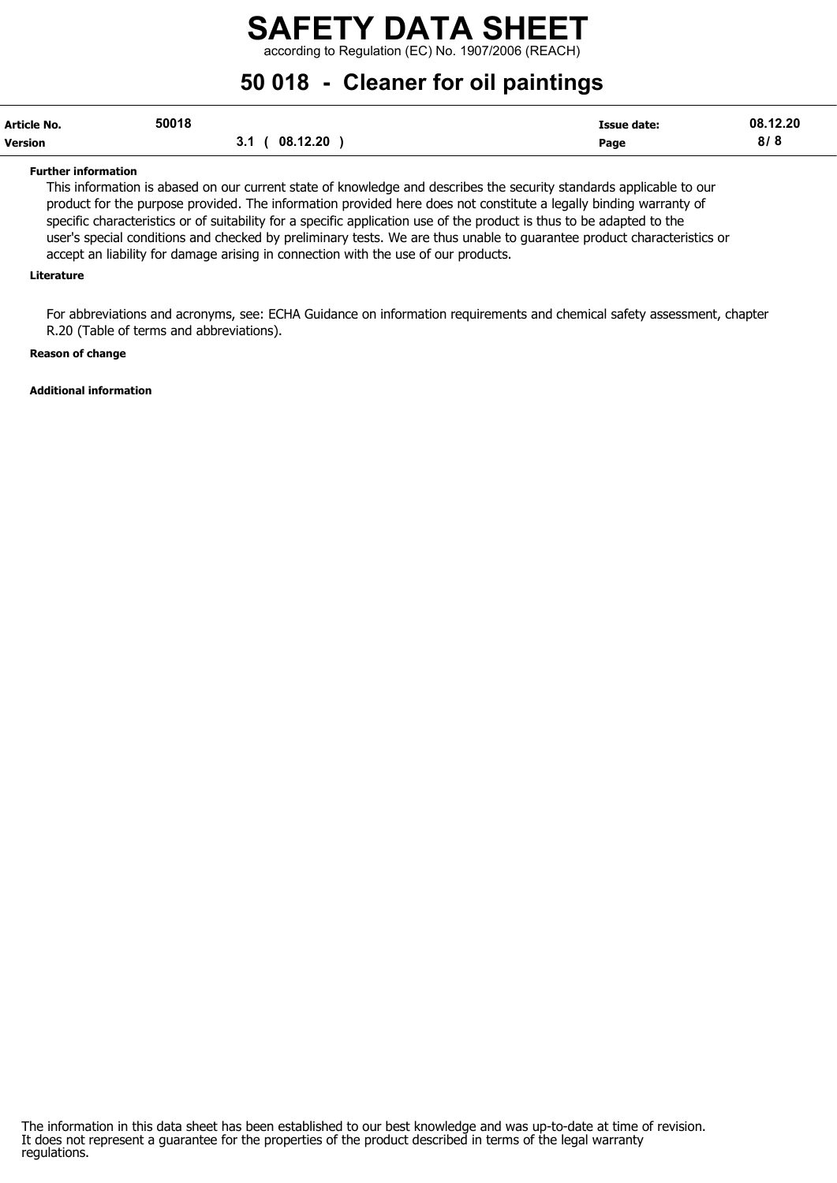**Further information**

This information is abased on our current state of knowledge and describes the security standards applicable to our product for the purpose provided. The information provided here does not constitute a legally binding warranty of specific characteristics or of suitability for a specific application use of the product is thus to be adapted to the user's special conditions and checked by preliminary tests. We are thus unable to guarantee product characteristics or accept an liability for damage arising in connection with the use of our products.

**Literature**

For abbreviations and acronyms, see: ECHA Guidance on information requirements and chemical safety assessment, chapter R.20 (Table of terms and abbreviations).

**Reason of change**

**Additional information**

The information in this data sheet has been established to our best knowledge and was up-to-date at time of revision. It does not represent a guarantee for the properties of the product described in terms of the legal warranty regulations.